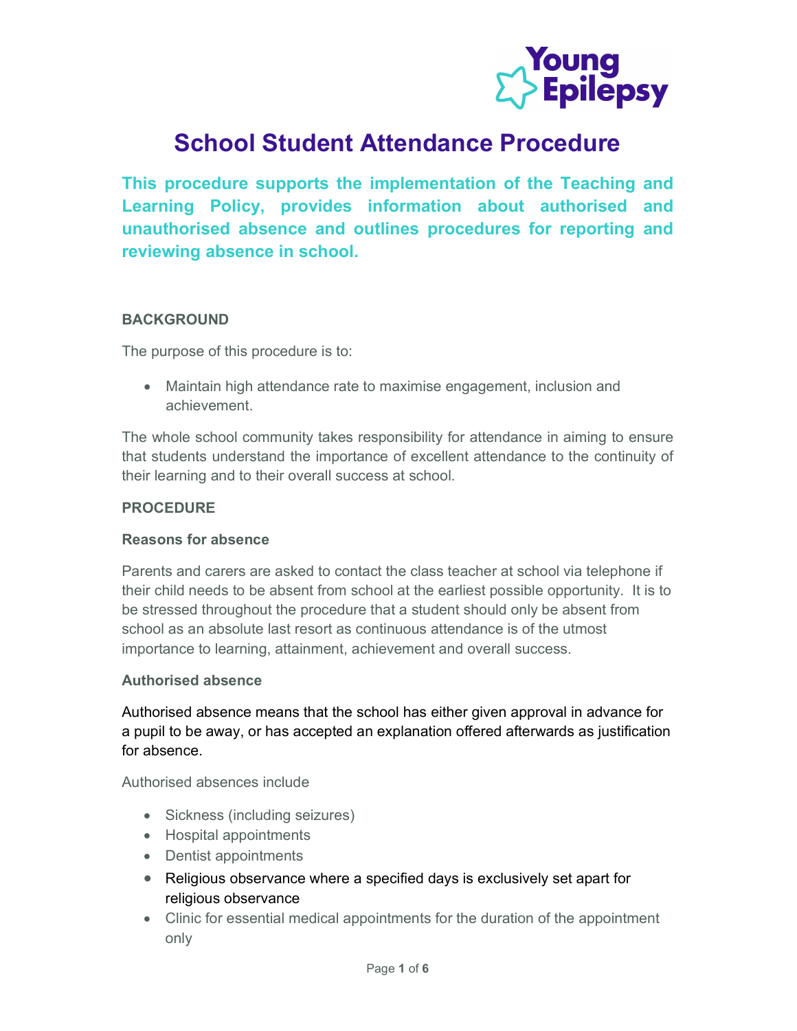# School Student Attendance Procedure

**This procedure supports the implementation of the Teaching and Learning Policy, provides information about authorised and unauthorised absence and outlines procedures for reporting and reviewing absence in school.**

## BACKGROUND

The purpose of this procedure is to:

- Maintain high attendance rate to maximise engagement, inclusion and achievement.

The whole school community takes responsibility for attendance in aiming to ensure that students understand the importance of excellent attendance to the continuity of their learning and to their overall success at school.

## PROCEDURE

### Reasons for absence

Parents and carers are asked to contact the class teacher at school via telephone if their child needs to be absent from school at the earliest possible opportunity. It is to be stressed throughout the procedure that a student should only be absent from school as an absolute last resort as continuous attendance is of the utmost importance to learning, attainment, achievement and overall success.

### Authorised absence

Authorised absence means that the school has either given approval in advance for a pupil to be away, or has accepted an explanation offered afterwards as justification for absence.

Authorised absences include

- Sickness (including seizures)
- Hospital appointments
- Dentist appointments
- Religious observance where a specified days is exclusively set apart for religious observance
- Clinic for essential medical appointments for the duration of the appointment only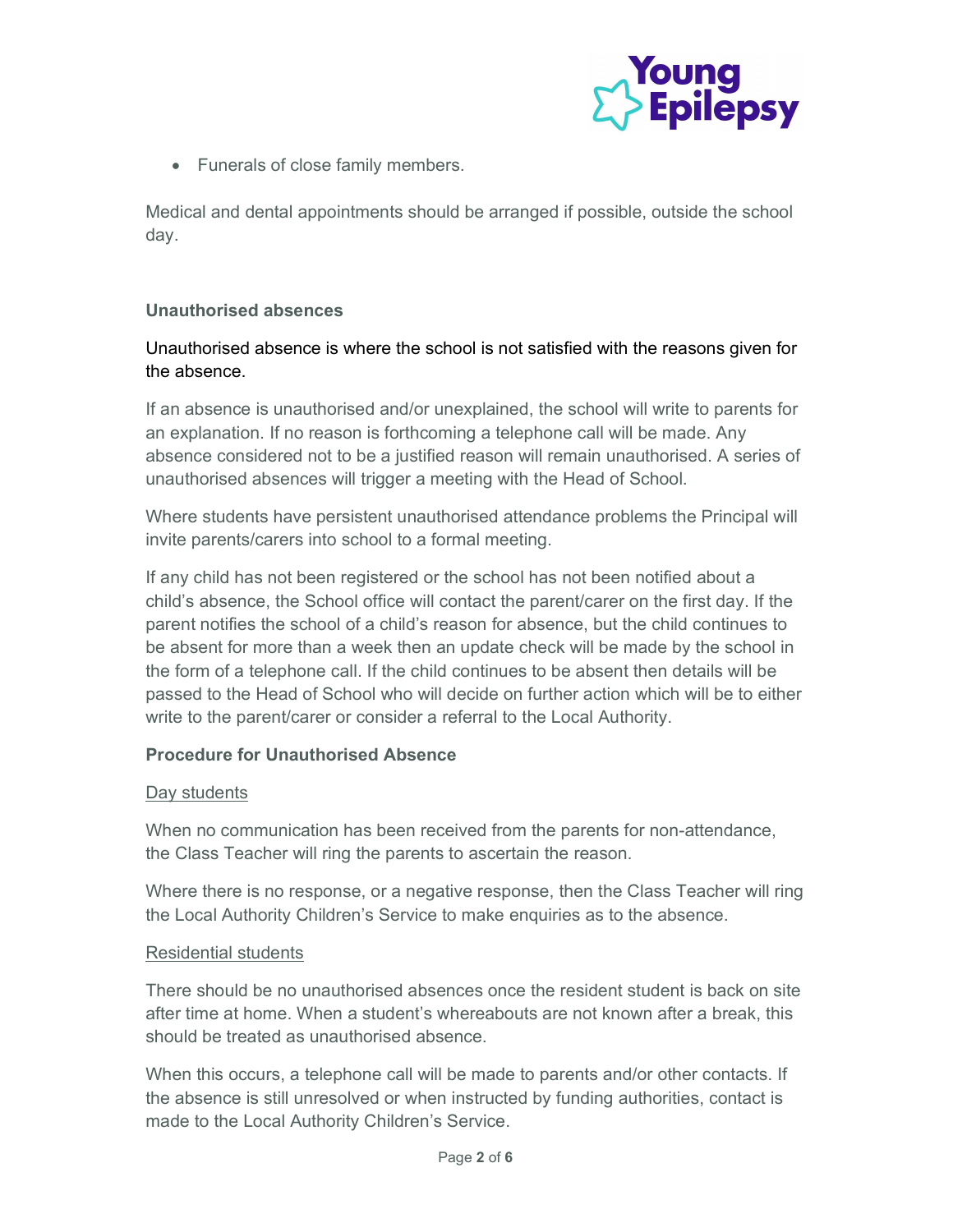- Funerals of close family members.

Medical and dental appointments should be arranged if possible, outside the school day.

**Unauthorised absences**

Unauthorised absence is where the school is not satisfied with the reasons given for the absence.

If an absence is unauthorised and/or unexplained, the school will write to parents for an explanation. If no reason is forthcoming a telephone call will be made. Any absence considered not to be a justified reason will remain unauthorised. A series of unauthorised absences will trigger a meeting with the Head of School.

Where students have persistent unauthorised attendance problems the Principal will invite parents/carers into school to a formal meeting.

If any child has not been registered or the school has not been notified about a child's absence, the School office will contact the parent/carer on the first day. If the parent notifies the school of a child's reason for absence, but the child continues to be absent for more than a week then an update check will be made by the school in the form of a telephone call. If the child continues to be absent then details will be passed to the Head of School who will decide on further action which will be to either write to the parent/carer or consider a referral to the Local Authority.

**Procedure for Unauthorised Absence**

Day students

When no communication has been received from the parents for non-attendance, the Class Teacher will ring the parents to ascertain the reason.

Where there is no response, or a negative response, then the Class Teacher will ring the Local Authority Children's Service to make enquiries as to the absence.

Residential students

There should be no unauthorised absences once the resident student is back on site after time at home. When a student's whereabouts are not known after a break, this should be treated as unauthorised absence.

When this occurs, a telephone call will be made to parents and/or other contacts. If the absence is still unresolved or when instructed by funding authorities, contact is made to the Local Authority Children's Service.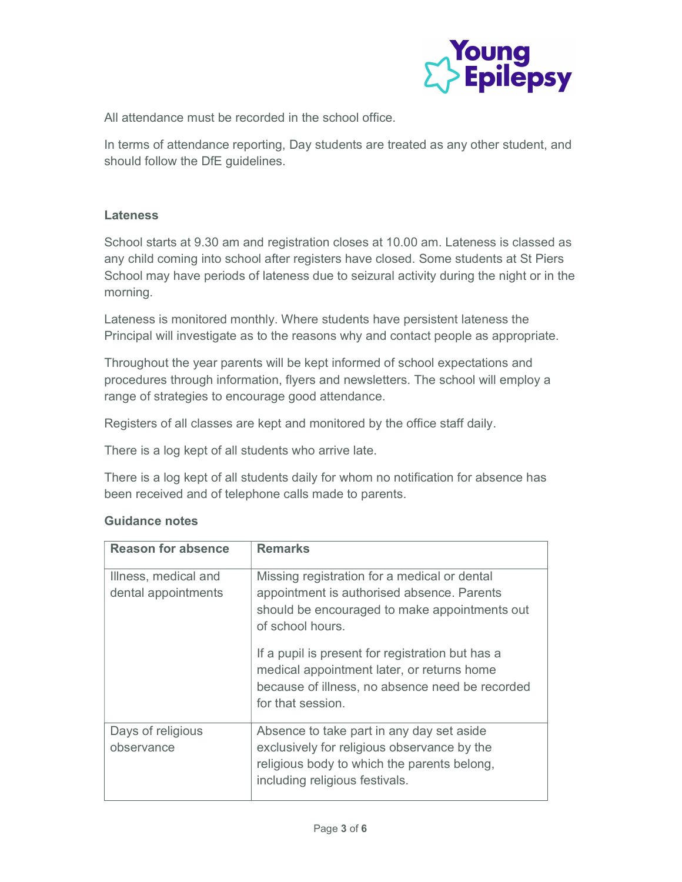All attendance must be recorded in the school office.

In terms of attendance reporting, Day students are treated as any other student, and should follow the DfE guidelines.

**Lateness**

School starts at 9.30 am and registration closes at 10.00 am. Lateness is classed as any child coming into school after registers have closed. Some students at St Piers School may have periods of lateness due to seizural activity during the night or in the morning.

Lateness is monitored monthly. Where students have persistent lateness the Principal will investigate as to the reasons why and contact people as appropriate.

Throughout the year parents will be kept informed of school expectations and procedures through information, flyers and newsletters. The school will employ a range of strategies to encourage good attendance.

Registers of all classes are kept and monitored by the office staff daily.

There is a log kept of all students who arrive late.

There is a log kept of all students daily for whom no notification for absence has been received and of telephone calls made to parents.

**Guidance notes**

| Reason for absence | Remarks |
|---|---|
| Illness, medical and dental appointments | Missing registration for a medical or dental appointment is authorised absence. Parents should be encouraged to make appointments out of school hours.<br><br>If a pupil is present for registration but has a medical appointment later, or returns home because of illness, no absence need be recorded for that session. |
| Days of religious observance | Absence to take part in any day set aside exclusively for religious observance by the religious body to which the parents belong, including religious festivals. |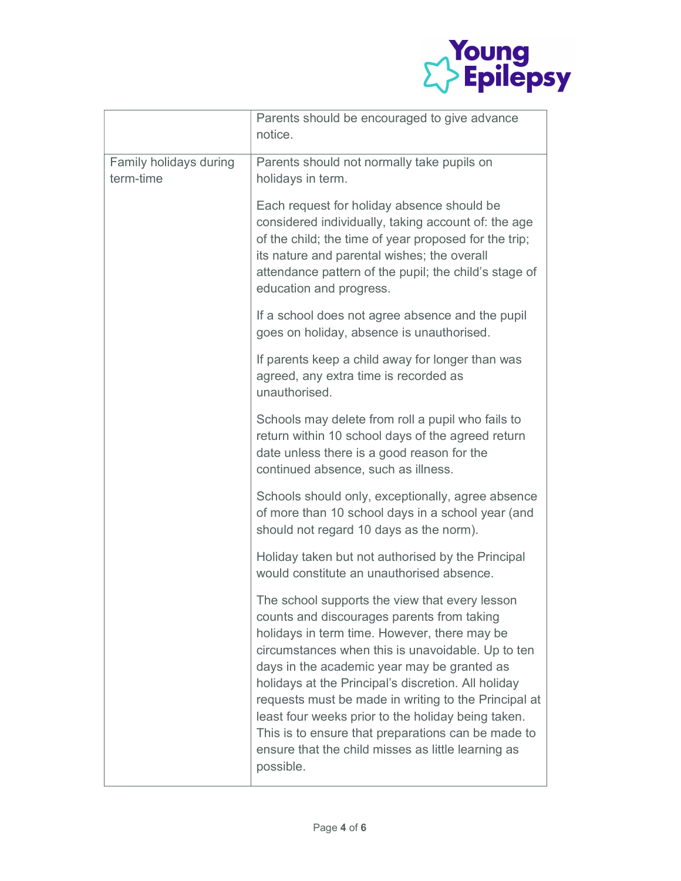| | |
|---|---|
| | Parents should be encouraged to give advance notice. |
| Family holidays during term-time | Parents should not normally take pupils on holidays in term.<br><br>Each request for holiday absence should be considered individually, taking account of: the age of the child; the time of year proposed for the trip; its nature and parental wishes; the overall attendance pattern of the pupil; the child's stage of education and progress.<br><br>If a school does not agree absence and the pupil goes on holiday, absence is unauthorised.<br><br>If parents keep a child away for longer than was agreed, any extra time is recorded as unauthorised.<br><br>Schools may delete from roll a pupil who fails to return within 10 school days of the agreed return date unless there is a good reason for the continued absence, such as illness.<br><br>Schools should only, exceptionally, agree absence of more than 10 school days in a school year (and should not regard 10 days as the norm).<br><br>Holiday taken but not authorised by the Principal would constitute an unauthorised absence.<br><br>The school supports the view that every lesson counts and discourages parents from taking holidays in term time. However, there may be circumstances when this is unavoidable. Up to ten days in the academic year may be granted as holidays at the Principal's discretion. All holiday requests must be made in writing to the Principal at least four weeks prior to the holiday being taken. This is to ensure that preparations can be made to ensure that the child misses as little learning as possible. |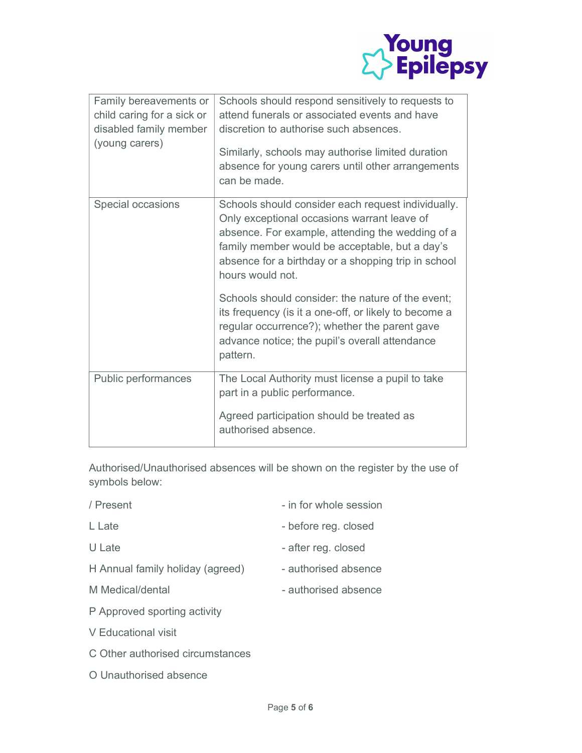| Family bereavements or child caring for a sick or disabled family member (young carers) | Schools should respond sensitively to requests to attend funerals or associated events and have discretion to authorise such absences.<br><br>Similarly, schools may authorise limited duration absence for young carers until other arrangements can be made. |
|---|---|
| Special occasions | Schools should consider each request individually. Only exceptional occasions warrant leave of absence. For example, attending the wedding of a family member would be acceptable, but a day's absence for a birthday or a shopping trip in school hours would not.<br><br>Schools should consider: the nature of the event; its frequency (is it a one-off, or likely to become a regular occurrence?); whether the parent gave advance notice; the pupil's overall attendance pattern. |
| Public performances | The Local Authority must license a pupil to take part in a public performance.<br><br>Agreed participation should be treated as authorised absence. |

Authorised/Unauthorised absences will be shown on the register by the use of symbols below:

/ Present - in for whole session

L Late - before reg. closed

U Late - after reg. closed

H Annual family holiday (agreed) - authorised absence

M Medical/dental - authorised absence

P Approved sporting activity

V Educational visit

C Other authorised circumstances

O Unauthorised absence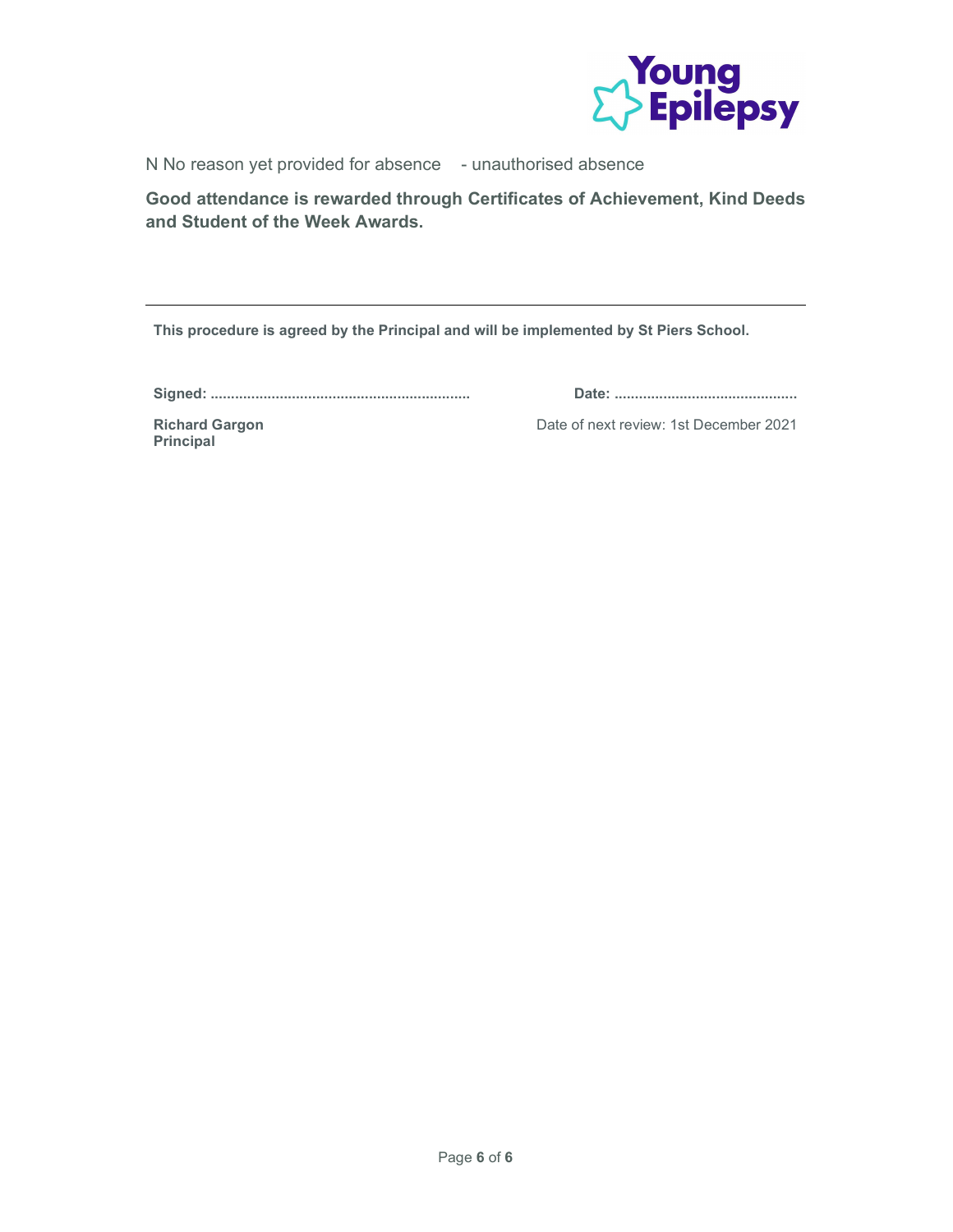N No reason yet provided for absence - unauthorised absence

**Good attendance is rewarded through Certificates of Achievement, Kind Deeds and Student of the Week Awards.**

---

**This procedure is agreed by the Principal and will be implemented by St Piers School.**

**Signed: ..............................................................** **Date: ............................................**

**Richard Gargon**
**Principal**

Date of next review: 1st December 2021